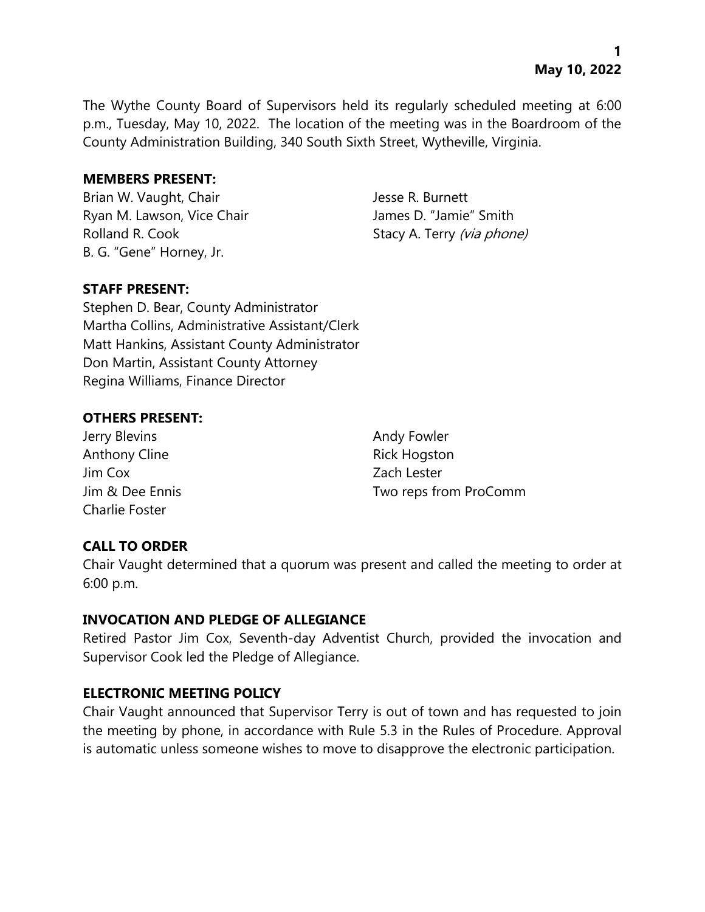The Wythe County Board of Supervisors held its regularly scheduled meeting at 6:00 p.m., Tuesday, May 10, 2022. The location of the meeting was in the Boardroom of the County Administration Building, 340 South Sixth Street, Wytheville, Virginia.

**MEMBERS PRESENT:**

Brian W. Vaught, Chair
Ryan M. Lawson, Vice Chair
Rolland R. Cook
B. G. "Gene" Horney, Jr.
Jesse R. Burnett
James D. "Jamie" Smith
Stacy A. Terry *(via phone)*

**STAFF PRESENT:**

Stephen D. Bear, County Administrator
Martha Collins, Administrative Assistant/Clerk
Matt Hankins, Assistant County Administrator
Don Martin, Assistant County Attorney
Regina Williams, Finance Director

**OTHERS PRESENT:**

Jerry Blevins
Anthony Cline
Jim Cox
Jim & Dee Ennis
Charlie Foster
Andy Fowler
Rick Hogston
Zach Lester
Two reps from ProComm

**CALL TO ORDER**

Chair Vaught determined that a quorum was present and called the meeting to order at 6:00 p.m.

**INVOCATION AND PLEDGE OF ALLEGIANCE**

Retired Pastor Jim Cox, Seventh-day Adventist Church, provided the invocation and Supervisor Cook led the Pledge of Allegiance.

**ELECTRONIC MEETING POLICY**

Chair Vaught announced that Supervisor Terry is out of town and has requested to join the meeting by phone, in accordance with Rule 5.3 in the Rules of Procedure. Approval is automatic unless someone wishes to move to disapprove the electronic participation.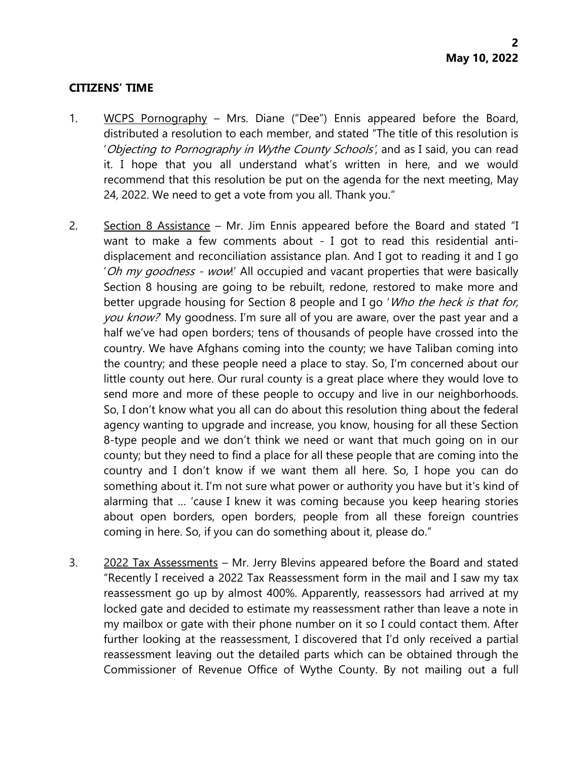## CITIZENS' TIME

1. WCPS Pornography – Mrs. Diane ("Dee") Ennis appeared before the Board, distributed a resolution to each member, and stated "The title of this resolution is '*Objecting to Pornography in Wythe County Schools'*, and as I said, you can read it. I hope that you all understand what's written in here, and we would recommend that this resolution be put on the agenda for the next meeting, May 24, 2022. We need to get a vote from you all. Thank you."

2. Section 8 Assistance – Mr. Jim Ennis appeared before the Board and stated "I want to make a few comments about - I got to read this residential anti-displacement and reconciliation assistance plan. And I got to reading it and I go '*Oh my goodness - wow*!' All occupied and vacant properties that were basically Section 8 housing are going to be rebuilt, redone, restored to make more and better upgrade housing for Section 8 people and I go '*Who the heck is that for, you know?* My goodness. I'm sure all of you are aware, over the past year and a half we've had open borders; tens of thousands of people have crossed into the country. We have Afghans coming into the county; we have Taliban coming into the country; and these people need a place to stay. So, I'm concerned about our little county out here. Our rural county is a great place where they would love to send more and more of these people to occupy and live in our neighborhoods. So, I don't know what you all can do about this resolution thing about the federal agency wanting to upgrade and increase, you know, housing for all these Section 8-type people and we don't think we need or want that much going on in our county; but they need to find a place for all these people that are coming into the country and I don't know if we want them all here. So, I hope you can do something about it. I'm not sure what power or authority you have but it's kind of alarming that … 'cause I knew it was coming because you keep hearing stories about open borders, open borders, people from all these foreign countries coming in here. So, if you can do something about it, please do."

3. 2022 Tax Assessments – Mr. Jerry Blevins appeared before the Board and stated "Recently I received a 2022 Tax Reassessment form in the mail and I saw my tax reassessment go up by almost 400%. Apparently, reassessors had arrived at my locked gate and decided to estimate my reassessment rather than leave a note in my mailbox or gate with their phone number on it so I could contact them. After further looking at the reassessment, I discovered that I'd only received a partial reassessment leaving out the detailed parts which can be obtained through the Commissioner of Revenue Office of Wythe County. By not mailing out a full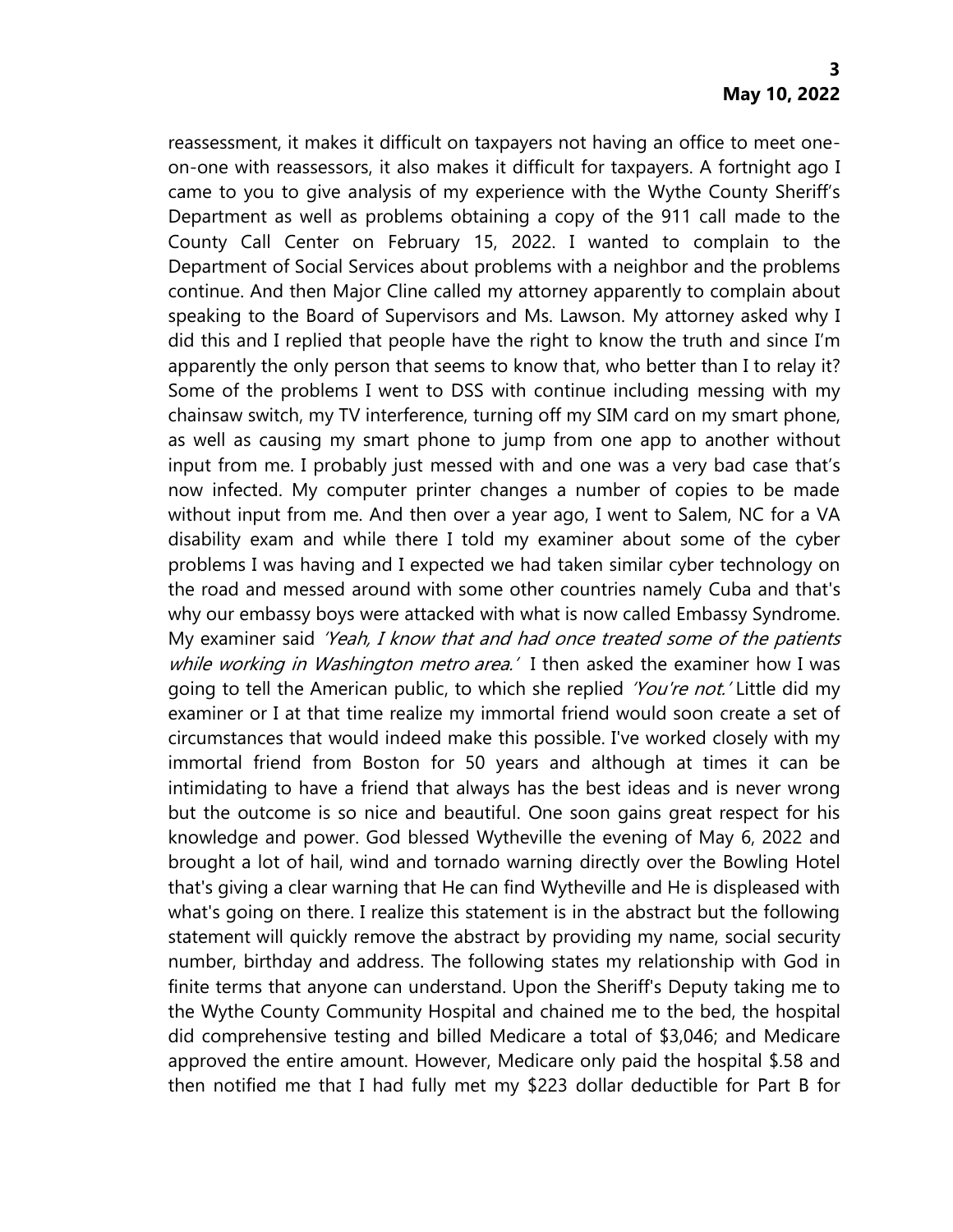reassessment, it makes it difficult on taxpayers not having an office to meet one-on-one with reassessors, it also makes it difficult for taxpayers. A fortnight ago I came to you to give analysis of my experience with the Wythe County Sheriff's Department as well as problems obtaining a copy of the 911 call made to the County Call Center on February 15, 2022. I wanted to complain to the Department of Social Services about problems with a neighbor and the problems continue. And then Major Cline called my attorney apparently to complain about speaking to the Board of Supervisors and Ms. Lawson. My attorney asked why I did this and I replied that people have the right to know the truth and since I'm apparently the only person that seems to know that, who better than I to relay it? Some of the problems I went to DSS with continue including messing with my chainsaw switch, my TV interference, turning off my SIM card on my smart phone, as well as causing my smart phone to jump from one app to another without input from me. I probably just messed with and one was a very bad case that's now infected. My computer printer changes a number of copies to be made without input from me. And then over a year ago, I went to Salem, NC for a VA disability exam and while there I told my examiner about some of the cyber problems I was having and I expected we had taken similar cyber technology on the road and messed around with some other countries namely Cuba and that's why our embassy boys were attacked with what is now called Embassy Syndrome. My examiner said *'Yeah, I know that and had once treated some of the patients while working in Washington metro area.'* I then asked the examiner how I was going to tell the American public, to which she replied *'You're not.'* Little did my examiner or I at that time realize my immortal friend would soon create a set of circumstances that would indeed make this possible. I've worked closely with my immortal friend from Boston for 50 years and although at times it can be intimidating to have a friend that always has the best ideas and is never wrong but the outcome is so nice and beautiful. One soon gains great respect for his knowledge and power. God blessed Wytheville the evening of May 6, 2022 and brought a lot of hail, wind and tornado warning directly over the Bowling Hotel that's giving a clear warning that He can find Wytheville and He is displeased with what's going on there. I realize this statement is in the abstract but the following statement will quickly remove the abstract by providing my name, social security number, birthday and address. The following states my relationship with God in finite terms that anyone can understand. Upon the Sheriff's Deputy taking me to the Wythe County Community Hospital and chained me to the bed, the hospital did comprehensive testing and billed Medicare a total of $3,046; and Medicare approved the entire amount. However, Medicare only paid the hospital $.58 and then notified me that I had fully met my $223 dollar deductible for Part B for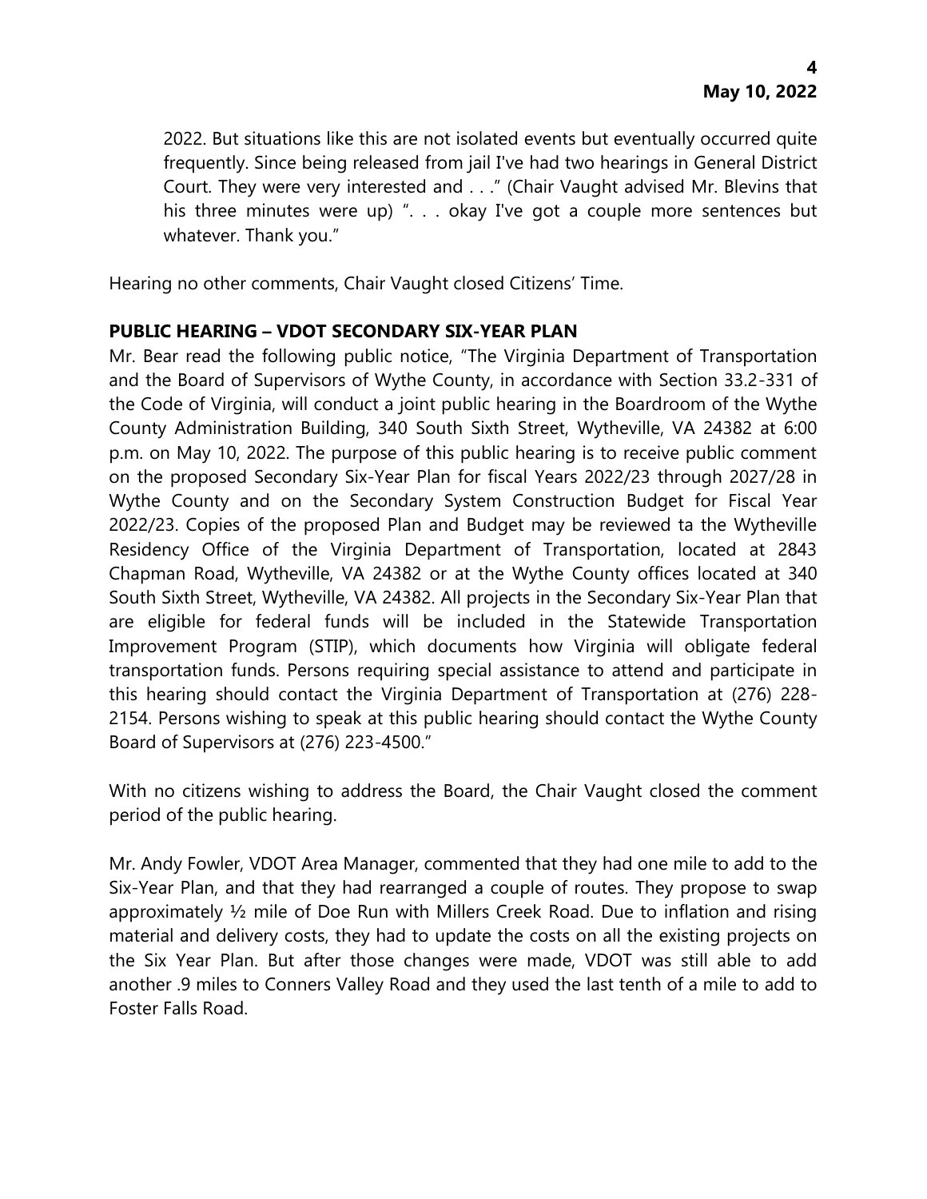2022. But situations like this are not isolated events but eventually occurred quite frequently. Since being released from jail I've had two hearings in General District Court. They were very interested and . . ." (Chair Vaught advised Mr. Blevins that his three minutes were up) ". . . okay I've got a couple more sentences but whatever. Thank you."

Hearing no other comments, Chair Vaught closed Citizens' Time.

**PUBLIC HEARING – VDOT SECONDARY SIX-YEAR PLAN**

Mr. Bear read the following public notice, "The Virginia Department of Transportation and the Board of Supervisors of Wythe County, in accordance with Section 33.2-331 of the Code of Virginia, will conduct a joint public hearing in the Boardroom of the Wythe County Administration Building, 340 South Sixth Street, Wytheville, VA 24382 at 6:00 p.m. on May 10, 2022. The purpose of this public hearing is to receive public comment on the proposed Secondary Six-Year Plan for fiscal Years 2022/23 through 2027/28 in Wythe County and on the Secondary System Construction Budget for Fiscal Year 2022/23. Copies of the proposed Plan and Budget may be reviewed ta the Wytheville Residency Office of the Virginia Department of Transportation, located at 2843 Chapman Road, Wytheville, VA 24382 or at the Wythe County offices located at 340 South Sixth Street, Wytheville, VA 24382. All projects in the Secondary Six-Year Plan that are eligible for federal funds will be included in the Statewide Transportation Improvement Program (STIP), which documents how Virginia will obligate federal transportation funds. Persons requiring special assistance to attend and participate in this hearing should contact the Virginia Department of Transportation at (276) 228-2154. Persons wishing to speak at this public hearing should contact the Wythe County Board of Supervisors at (276) 223-4500."

With no citizens wishing to address the Board, the Chair Vaught closed the comment period of the public hearing.

Mr. Andy Fowler, VDOT Area Manager, commented that they had one mile to add to the Six-Year Plan, and that they had rearranged a couple of routes. They propose to swap approximately ½ mile of Doe Run with Millers Creek Road. Due to inflation and rising material and delivery costs, they had to update the costs on all the existing projects on the Six Year Plan. But after those changes were made, VDOT was still able to add another .9 miles to Conners Valley Road and they used the last tenth of a mile to add to Foster Falls Road.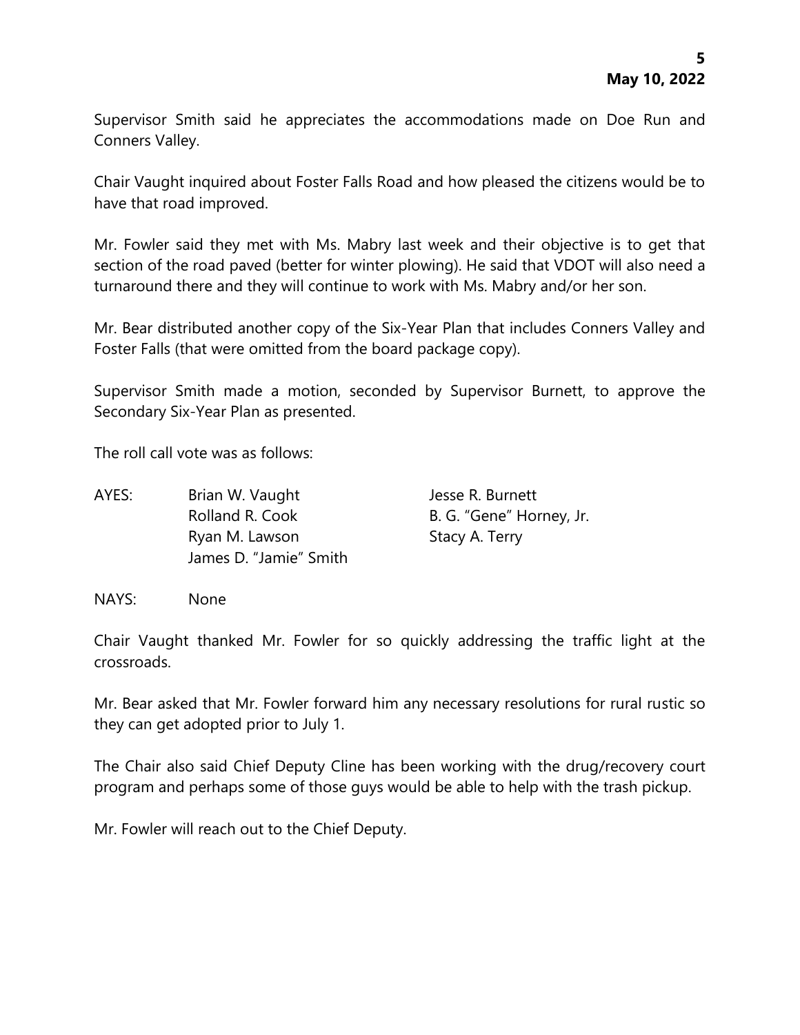Supervisor Smith said he appreciates the accommodations made on Doe Run and Conners Valley.

Chair Vaught inquired about Foster Falls Road and how pleased the citizens would be to have that road improved.

Mr. Fowler said they met with Ms. Mabry last week and their objective is to get that section of the road paved (better for winter plowing). He said that VDOT will also need a turnaround there and they will continue to work with Ms. Mabry and/or her son.

Mr. Bear distributed another copy of the Six-Year Plan that includes Conners Valley and Foster Falls (that were omitted from the board package copy).

Supervisor Smith made a motion, seconded by Supervisor Burnett, to approve the Secondary Six-Year Plan as presented.

The roll call vote was as follows:

| | | |
|---|---|---|
| AYES: | Brian W. Vaught | Jesse R. Burnett |
| | Rolland R. Cook | B. G. "Gene" Horney, Jr. |
| | Ryan M. Lawson | Stacy A. Terry |
| | James D. "Jamie" Smith | |

NAYS: None

Chair Vaught thanked Mr. Fowler for so quickly addressing the traffic light at the crossroads.

Mr. Bear asked that Mr. Fowler forward him any necessary resolutions for rural rustic so they can get adopted prior to July 1.

The Chair also said Chief Deputy Cline has been working with the drug/recovery court program and perhaps some of those guys would be able to help with the trash pickup.

Mr. Fowler will reach out to the Chief Deputy.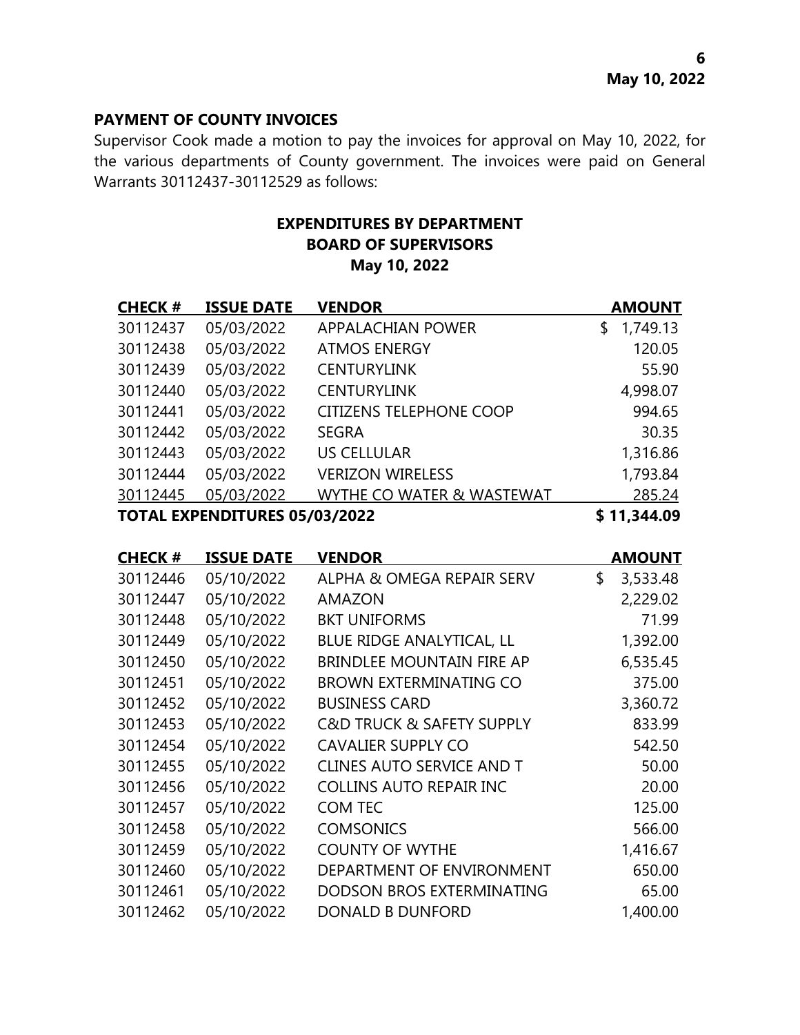### PAYMENT OF COUNTY INVOICES

Supervisor Cook made a motion to pay the invoices for approval on May 10, 2022, for the various departments of County government. The invoices were paid on General Warrants 30112437-30112529 as follows:

**EXPENDITURES BY DEPARTMENT**
**BOARD OF SUPERVISORS**
**May 10, 2022**

| CHECK # | ISSUE DATE | VENDOR | AMOUNT |
|---|---|---|---|
| 30112437 | 05/03/2022 | APPALACHIAN POWER | $ 1,749.13 |
| 30112438 | 05/03/2022 | ATMOS ENERGY | 120.05 |
| 30112439 | 05/03/2022 | CENTURYLINK | 55.90 |
| 30112440 | 05/03/2022 | CENTURYLINK | 4,998.07 |
| 30112441 | 05/03/2022 | CITIZENS TELEPHONE COOP | 994.65 |
| 30112442 | 05/03/2022 | SEGRA | 30.35 |
| 30112443 | 05/03/2022 | US CELLULAR | 1,316.86 |
| 30112444 | 05/03/2022 | VERIZON WIRELESS | 1,793.84 |
| 30112445 | 05/03/2022 | WYTHE CO WATER & WASTEWAT | 285.24 |
| **TOTAL EXPENDITURES 05/03/2022** | | | **$ 11,344.09** |

| CHECK # | ISSUE DATE | VENDOR | AMOUNT |
|---|---|---|---|
| 30112446 | 05/10/2022 | ALPHA & OMEGA REPAIR SERV | $ 3,533.48 |
| 30112447 | 05/10/2022 | AMAZON | 2,229.02 |
| 30112448 | 05/10/2022 | BKT UNIFORMS | 71.99 |
| 30112449 | 05/10/2022 | BLUE RIDGE ANALYTICAL, LL | 1,392.00 |
| 30112450 | 05/10/2022 | BRINDLEE MOUNTAIN FIRE AP | 6,535.45 |
| 30112451 | 05/10/2022 | BROWN EXTERMINATING CO | 375.00 |
| 30112452 | 05/10/2022 | BUSINESS CARD | 3,360.72 |
| 30112453 | 05/10/2022 | C&D TRUCK & SAFETY SUPPLY | 833.99 |
| 30112454 | 05/10/2022 | CAVALIER SUPPLY CO | 542.50 |
| 30112455 | 05/10/2022 | CLINES AUTO SERVICE AND T | 50.00 |
| 30112456 | 05/10/2022 | COLLINS AUTO REPAIR INC | 20.00 |
| 30112457 | 05/10/2022 | COM TEC | 125.00 |
| 30112458 | 05/10/2022 | COMSONICS | 566.00 |
| 30112459 | 05/10/2022 | COUNTY OF WYTHE | 1,416.67 |
| 30112460 | 05/10/2022 | DEPARTMENT OF ENVIRONMENT | 650.00 |
| 30112461 | 05/10/2022 | DODSON BROS EXTERMINATING | 65.00 |
| 30112462 | 05/10/2022 | DONALD B DUNFORD | 1,400.00 |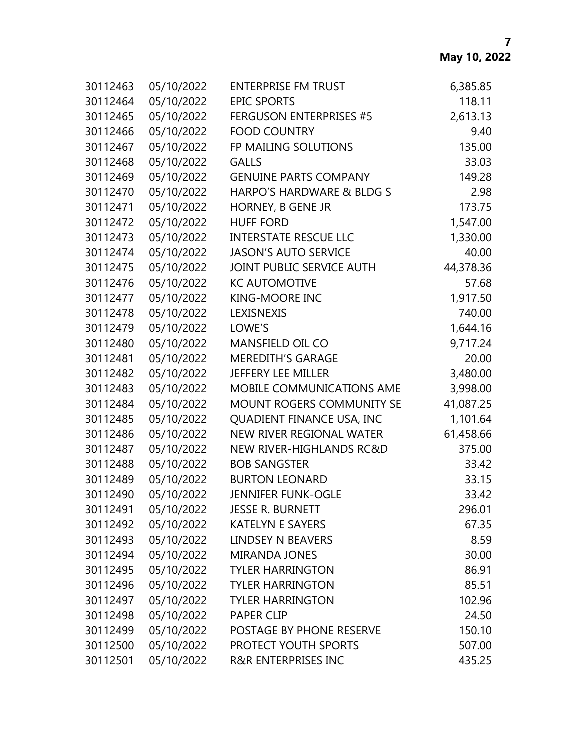| | | | |
|---|---|---|---|
| 30112463 | 05/10/2022 | ENTERPRISE FM TRUST | 6,385.85 |
| 30112464 | 05/10/2022 | EPIC SPORTS | 118.11 |
| 30112465 | 05/10/2022 | FERGUSON ENTERPRISES #5 | 2,613.13 |
| 30112466 | 05/10/2022 | FOOD COUNTRY | 9.40 |
| 30112467 | 05/10/2022 | FP MAILING SOLUTIONS | 135.00 |
| 30112468 | 05/10/2022 | GALLS | 33.03 |
| 30112469 | 05/10/2022 | GENUINE PARTS COMPANY | 149.28 |
| 30112470 | 05/10/2022 | HARPO'S HARDWARE & BLDG S | 2.98 |
| 30112471 | 05/10/2022 | HORNEY, B GENE JR | 173.75 |
| 30112472 | 05/10/2022 | HUFF FORD | 1,547.00 |
| 30112473 | 05/10/2022 | INTERSTATE RESCUE LLC | 1,330.00 |
| 30112474 | 05/10/2022 | JASON'S AUTO SERVICE | 40.00 |
| 30112475 | 05/10/2022 | JOINT PUBLIC SERVICE AUTH | 44,378.36 |
| 30112476 | 05/10/2022 | KC AUTOMOTIVE | 57.68 |
| 30112477 | 05/10/2022 | KING-MOORE INC | 1,917.50 |
| 30112478 | 05/10/2022 | LEXISNEXIS | 740.00 |
| 30112479 | 05/10/2022 | LOWE'S | 1,644.16 |
| 30112480 | 05/10/2022 | MANSFIELD OIL CO | 9,717.24 |
| 30112481 | 05/10/2022 | MEREDITH'S GARAGE | 20.00 |
| 30112482 | 05/10/2022 | JEFFERY LEE MILLER | 3,480.00 |
| 30112483 | 05/10/2022 | MOBILE COMMUNICATIONS AME | 3,998.00 |
| 30112484 | 05/10/2022 | MOUNT ROGERS COMMUNITY SE | 41,087.25 |
| 30112485 | 05/10/2022 | QUADIENT FINANCE USA, INC | 1,101.64 |
| 30112486 | 05/10/2022 | NEW RIVER REGIONAL WATER | 61,458.66 |
| 30112487 | 05/10/2022 | NEW RIVER-HIGHLANDS RC&D | 375.00 |
| 30112488 | 05/10/2022 | BOB SANGSTER | 33.42 |
| 30112489 | 05/10/2022 | BURTON LEONARD | 33.15 |
| 30112490 | 05/10/2022 | JENNIFER FUNK-OGLE | 33.42 |
| 30112491 | 05/10/2022 | JESSE R. BURNETT | 296.01 |
| 30112492 | 05/10/2022 | KATELYN E SAYERS | 67.35 |
| 30112493 | 05/10/2022 | LINDSEY N BEAVERS | 8.59 |
| 30112494 | 05/10/2022 | MIRANDA JONES | 30.00 |
| 30112495 | 05/10/2022 | TYLER HARRINGTON | 86.91 |
| 30112496 | 05/10/2022 | TYLER HARRINGTON | 85.51 |
| 30112497 | 05/10/2022 | TYLER HARRINGTON | 102.96 |
| 30112498 | 05/10/2022 | PAPER CLIP | 24.50 |
| 30112499 | 05/10/2022 | POSTAGE BY PHONE RESERVE | 150.10 |
| 30112500 | 05/10/2022 | PROTECT YOUTH SPORTS | 507.00 |
| 30112501 | 05/10/2022 | R&R ENTERPRISES INC | 435.25 |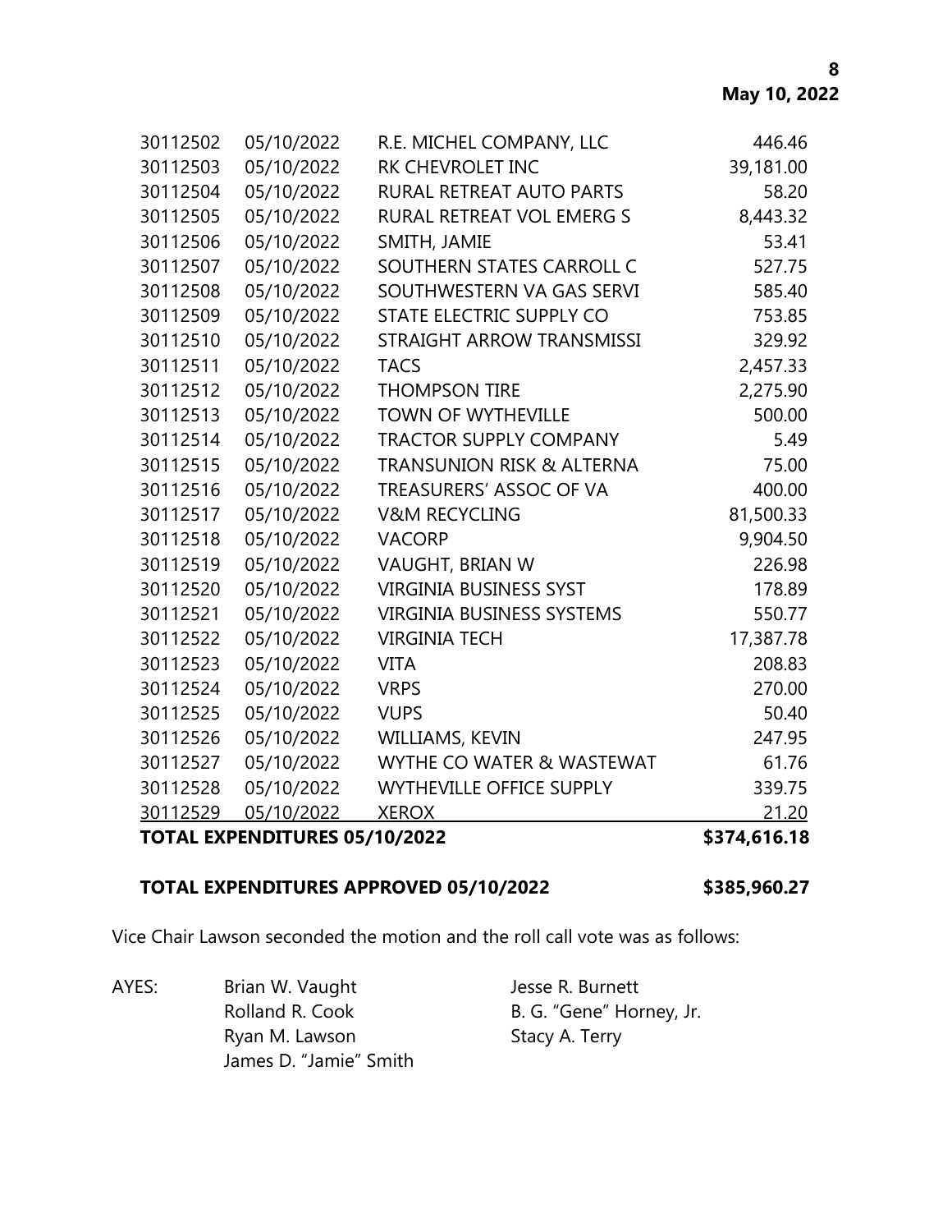| | | | |
|---|---|---|---|
| 30112502 | 05/10/2022 | R.E. MICHEL COMPANY, LLC | 446.46 |
| 30112503 | 05/10/2022 | RK CHEVROLET INC | 39,181.00 |
| 30112504 | 05/10/2022 | RURAL RETREAT AUTO PARTS | 58.20 |
| 30112505 | 05/10/2022 | RURAL RETREAT VOL EMERG S | 8,443.32 |
| 30112506 | 05/10/2022 | SMITH, JAMIE | 53.41 |
| 30112507 | 05/10/2022 | SOUTHERN STATES CARROLL C | 527.75 |
| 30112508 | 05/10/2022 | SOUTHWESTERN VA GAS SERVI | 585.40 |
| 30112509 | 05/10/2022 | STATE ELECTRIC SUPPLY CO | 753.85 |
| 30112510 | 05/10/2022 | STRAIGHT ARROW TRANSMISSI | 329.92 |
| 30112511 | 05/10/2022 | TACS | 2,457.33 |
| 30112512 | 05/10/2022 | THOMPSON TIRE | 2,275.90 |
| 30112513 | 05/10/2022 | TOWN OF WYTHEVILLE | 500.00 |
| 30112514 | 05/10/2022 | TRACTOR SUPPLY COMPANY | 5.49 |
| 30112515 | 05/10/2022 | TRANSUNION RISK & ALTERNA | 75.00 |
| 30112516 | 05/10/2022 | TREASURERS' ASSOC OF VA | 400.00 |
| 30112517 | 05/10/2022 | V&M RECYCLING | 81,500.33 |
| 30112518 | 05/10/2022 | VACORP | 9,904.50 |
| 30112519 | 05/10/2022 | VAUGHT, BRIAN W | 226.98 |
| 30112520 | 05/10/2022 | VIRGINIA BUSINESS SYST | 178.89 |
| 30112521 | 05/10/2022 | VIRGINIA BUSINESS SYSTEMS | 550.77 |
| 30112522 | 05/10/2022 | VIRGINIA TECH | 17,387.78 |
| 30112523 | 05/10/2022 | VITA | 208.83 |
| 30112524 | 05/10/2022 | VRPS | 270.00 |
| 30112525 | 05/10/2022 | VUPS | 50.40 |
| 30112526 | 05/10/2022 | WILLIAMS, KEVIN | 247.95 |
| 30112527 | 05/10/2022 | WYTHE CO WATER & WASTEWAT | 61.76 |
| 30112528 | 05/10/2022 | WYTHEVILLE OFFICE SUPPLY | 339.75 |
| 30112529 | 05/10/2022 | XEROX | 21.20 |
| **TOTAL EXPENDITURES 05/10/2022** | | | **$374,616.18** |

**TOTAL EXPENDITURES APPROVED 05/10/2022 $385,960.27**

Vice Chair Lawson seconded the motion and the roll call vote was as follows:

AYES:
- Brian W. Vaught
- Rolland R. Cook
- Ryan M. Lawson
- James D. "Jamie" Smith
- Jesse R. Burnett
- B. G. "Gene" Horney, Jr.
- Stacy A. Terry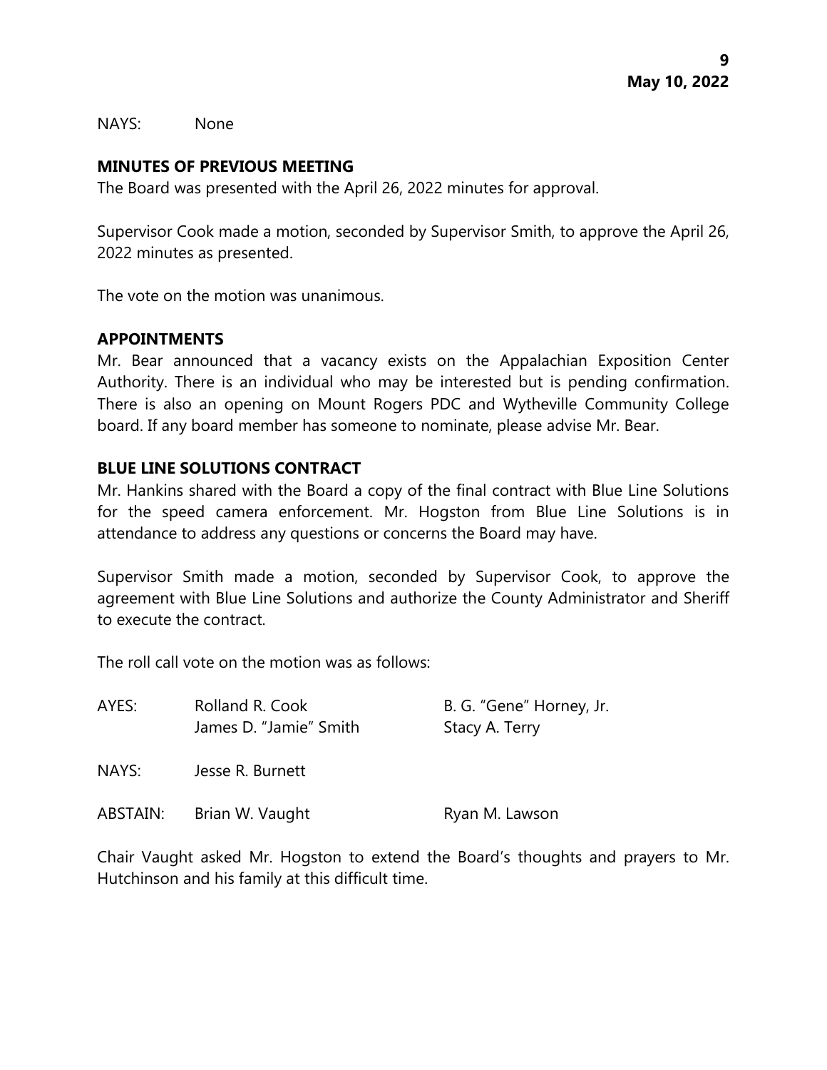NAYS: None

**MINUTES OF PREVIOUS MEETING**

The Board was presented with the April 26, 2022 minutes for approval.

Supervisor Cook made a motion, seconded by Supervisor Smith, to approve the April 26, 2022 minutes as presented.

The vote on the motion was unanimous.

**APPOINTMENTS**

Mr. Bear announced that a vacancy exists on the Appalachian Exposition Center Authority. There is an individual who may be interested but is pending confirmation. There is also an opening on Mount Rogers PDC and Wytheville Community College board. If any board member has someone to nominate, please advise Mr. Bear.

**BLUE LINE SOLUTIONS CONTRACT**

Mr. Hankins shared with the Board a copy of the final contract with Blue Line Solutions for the speed camera enforcement. Mr. Hogston from Blue Line Solutions is in attendance to address any questions or concerns the Board may have.

Supervisor Smith made a motion, seconded by Supervisor Cook, to approve the agreement with Blue Line Solutions and authorize the County Administrator and Sheriff to execute the contract.

The roll call vote on the motion was as follows:

| | | |
|---|---|---|
| AYES: | Rolland R. Cook | B. G. "Gene" Horney, Jr. |
| | James D. "Jamie" Smith | Stacy A. Terry |
| NAYS: | Jesse R. Burnett | |
| ABSTAIN: | Brian W. Vaught | Ryan M. Lawson |

Chair Vaught asked Mr. Hogston to extend the Board's thoughts and prayers to Mr. Hutchinson and his family at this difficult time.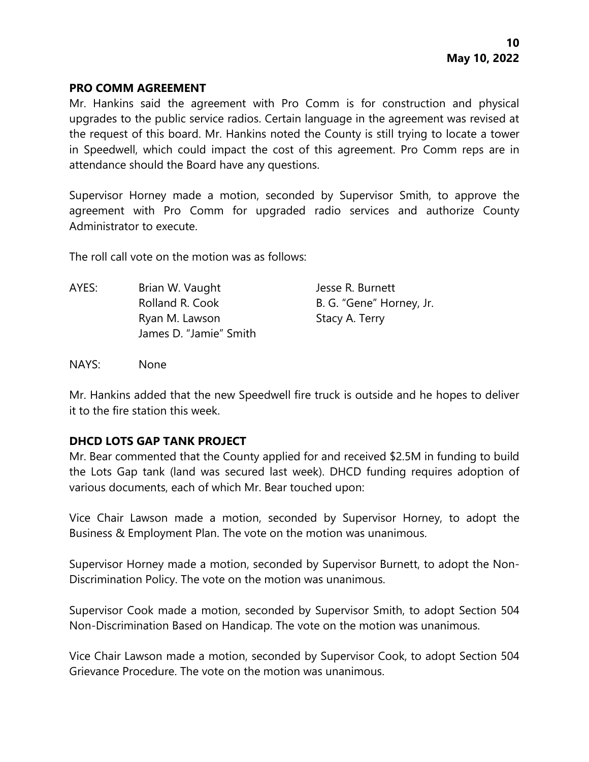**PRO COMM AGREEMENT**

Mr. Hankins said the agreement with Pro Comm is for construction and physical upgrades to the public service radios. Certain language in the agreement was revised at the request of this board. Mr. Hankins noted the County is still trying to locate a tower in Speedwell, which could impact the cost of this agreement. Pro Comm reps are in attendance should the Board have any questions.

Supervisor Horney made a motion, seconded by Supervisor Smith, to approve the agreement with Pro Comm for upgraded radio services and authorize County Administrator to execute.

The roll call vote on the motion was as follows:

AYES: Brian W. Vaught, Jesse R. Burnett, Rolland R. Cook, B. G. "Gene" Horney, Jr., Ryan M. Lawson, Stacy A. Terry, James D. "Jamie" Smith

NAYS: None

Mr. Hankins added that the new Speedwell fire truck is outside and he hopes to deliver it to the fire station this week.

**DHCD LOTS GAP TANK PROJECT**

Mr. Bear commented that the County applied for and received $2.5M in funding to build the Lots Gap tank (land was secured last week). DHCD funding requires adoption of various documents, each of which Mr. Bear touched upon:

Vice Chair Lawson made a motion, seconded by Supervisor Horney, to adopt the Business & Employment Plan. The vote on the motion was unanimous.

Supervisor Horney made a motion, seconded by Supervisor Burnett, to adopt the Non-Discrimination Policy. The vote on the motion was unanimous.

Supervisor Cook made a motion, seconded by Supervisor Smith, to adopt Section 504 Non-Discrimination Based on Handicap. The vote on the motion was unanimous.

Vice Chair Lawson made a motion, seconded by Supervisor Cook, to adopt Section 504 Grievance Procedure. The vote on the motion was unanimous.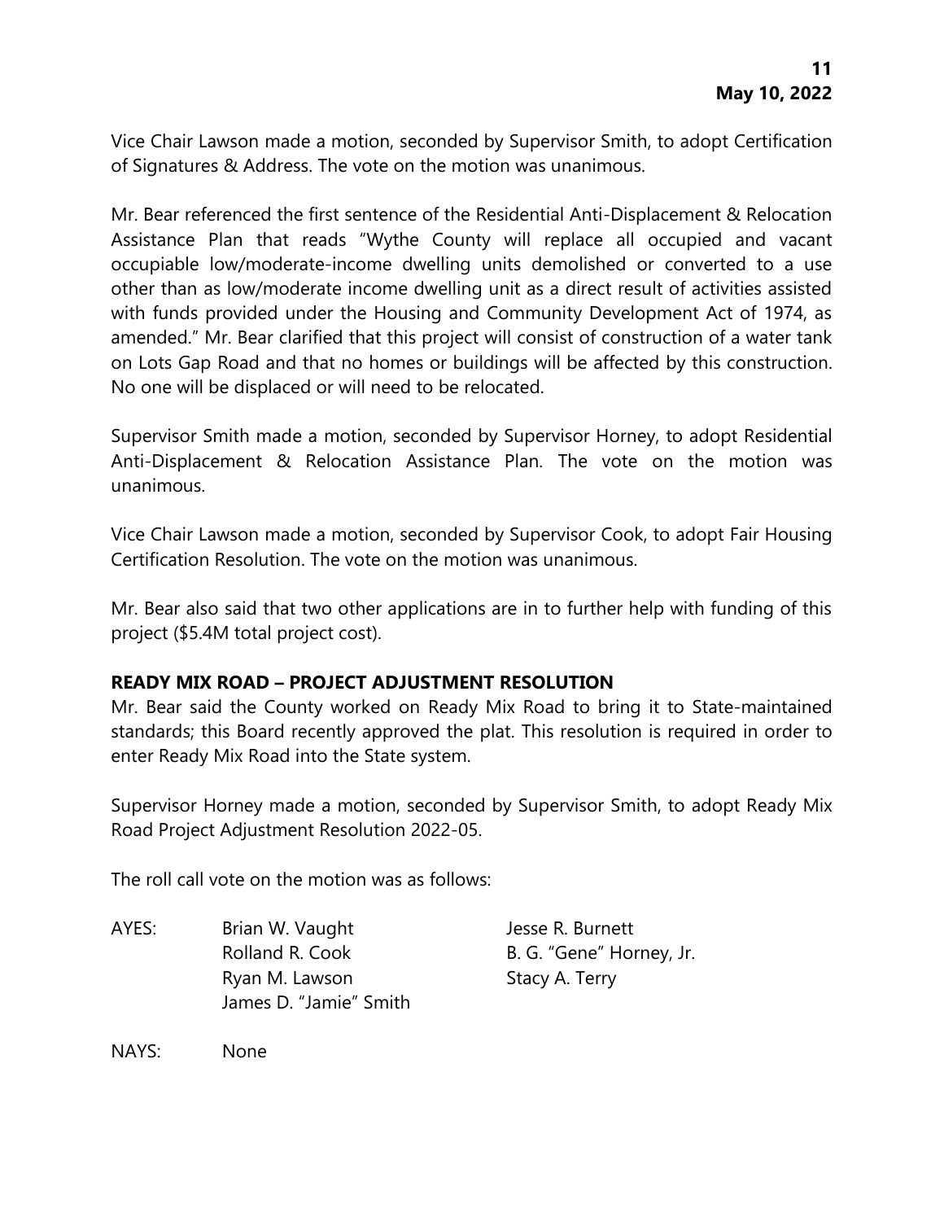Vice Chair Lawson made a motion, seconded by Supervisor Smith, to adopt Certification of Signatures & Address. The vote on the motion was unanimous.

Mr. Bear referenced the first sentence of the Residential Anti-Displacement & Relocation Assistance Plan that reads "Wythe County will replace all occupied and vacant occupiable low/moderate-income dwelling units demolished or converted to a use other than as low/moderate income dwelling unit as a direct result of activities assisted with funds provided under the Housing and Community Development Act of 1974, as amended." Mr. Bear clarified that this project will consist of construction of a water tank on Lots Gap Road and that no homes or buildings will be affected by this construction. No one will be displaced or will need to be relocated.

Supervisor Smith made a motion, seconded by Supervisor Horney, to adopt Residential Anti-Displacement & Relocation Assistance Plan. The vote on the motion was unanimous.

Vice Chair Lawson made a motion, seconded by Supervisor Cook, to adopt Fair Housing Certification Resolution. The vote on the motion was unanimous.

Mr. Bear also said that two other applications are in to further help with funding of this project ($5.4M total project cost).

**READY MIX ROAD – PROJECT ADJUSTMENT RESOLUTION**

Mr. Bear said the County worked on Ready Mix Road to bring it to State-maintained standards; this Board recently approved the plat. This resolution is required in order to enter Ready Mix Road into the State system.

Supervisor Horney made a motion, seconded by Supervisor Smith, to adopt Ready Mix Road Project Adjustment Resolution 2022-05.

The roll call vote on the motion was as follows:

AYES:
- Brian W. Vaught
- Rolland R. Cook
- Ryan M. Lawson
- James D. "Jamie" Smith
- Jesse R. Burnett
- B. G. "Gene" Horney, Jr.
- Stacy A. Terry

NAYS: None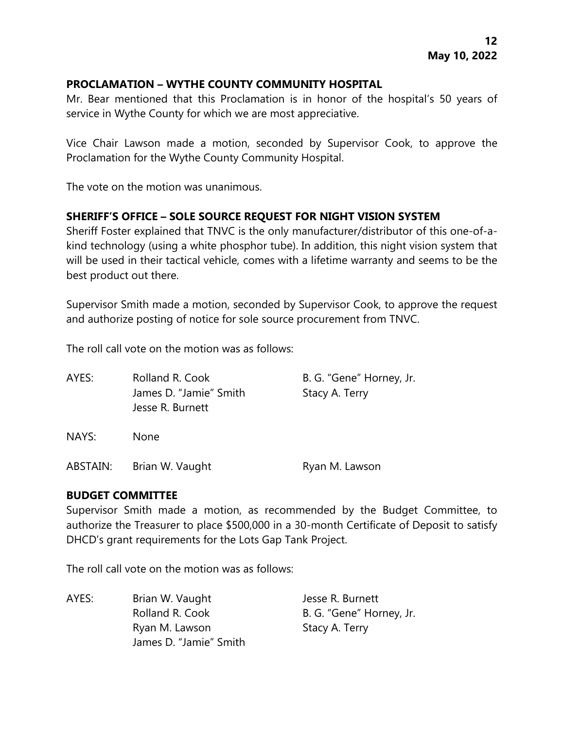## PROCLAMATION – WYTHE COUNTY COMMUNITY HOSPITAL

Mr. Bear mentioned that this Proclamation is in honor of the hospital's 50 years of service in Wythe County for which we are most appreciative.

Vice Chair Lawson made a motion, seconded by Supervisor Cook, to approve the Proclamation for the Wythe County Community Hospital.

The vote on the motion was unanimous.

## SHERIFF'S OFFICE – SOLE SOURCE REQUEST FOR NIGHT VISION SYSTEM

Sheriff Foster explained that TNVC is the only manufacturer/distributor of this one-of-a-kind technology (using a white phosphor tube). In addition, this night vision system that will be used in their tactical vehicle, comes with a lifetime warranty and seems to be the best product out there.

Supervisor Smith made a motion, seconded by Supervisor Cook, to approve the request and authorize posting of notice for sole source procurement from TNVC.

The roll call vote on the motion was as follows:

| | | |
|---|---|---|
| AYES: | Rolland R. Cook | B. G. "Gene" Horney, Jr. |
| | James D. "Jamie" Smith | Stacy A. Terry |
| | Jesse R. Burnett | |
| NAYS: | None | |
| ABSTAIN: | Brian W. Vaught | Ryan M. Lawson |

## BUDGET COMMITTEE

Supervisor Smith made a motion, as recommended by the Budget Committee, to authorize the Treasurer to place $500,000 in a 30-month Certificate of Deposit to satisfy DHCD's grant requirements for the Lots Gap Tank Project.

The roll call vote on the motion was as follows:

| | | |
|---|---|---|
| AYES: | Brian W. Vaught | Jesse R. Burnett |
| | Rolland R. Cook | B. G. "Gene" Horney, Jr. |
| | Ryan M. Lawson | Stacy A. Terry |
| | James D. "Jamie" Smith | |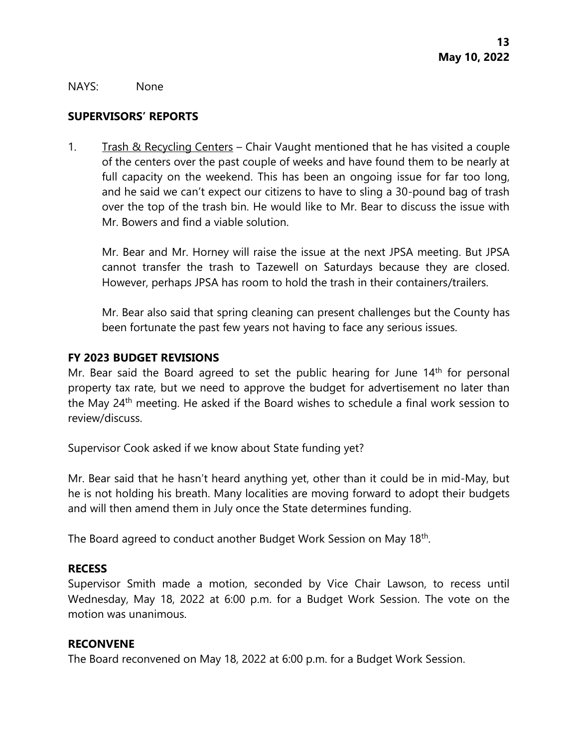NAYS: None

## SUPERVISORS' REPORTS

1. Trash & Recycling Centers – Chair Vaught mentioned that he has visited a couple of the centers over the past couple of weeks and have found them to be nearly at full capacity on the weekend. This has been an ongoing issue for far too long, and he said we can't expect our citizens to have to sling a 30-pound bag of trash over the top of the trash bin. He would like to Mr. Bear to discuss the issue with Mr. Bowers and find a viable solution.

   Mr. Bear and Mr. Horney will raise the issue at the next JPSA meeting. But JPSA cannot transfer the trash to Tazewell on Saturdays because they are closed. However, perhaps JPSA has room to hold the trash in their containers/trailers.

   Mr. Bear also said that spring cleaning can present challenges but the County has been fortunate the past few years not having to face any serious issues.

## FY 2023 BUDGET REVISIONS

Mr. Bear said the Board agreed to set the public hearing for June 14th for personal property tax rate, but we need to approve the budget for advertisement no later than the May 24th meeting. He asked if the Board wishes to schedule a final work session to review/discuss.

Supervisor Cook asked if we know about State funding yet?

Mr. Bear said that he hasn't heard anything yet, other than it could be in mid-May, but he is not holding his breath. Many localities are moving forward to adopt their budgets and will then amend them in July once the State determines funding.

The Board agreed to conduct another Budget Work Session on May 18th.

## RECESS

Supervisor Smith made a motion, seconded by Vice Chair Lawson, to recess until Wednesday, May 18, 2022 at 6:00 p.m. for a Budget Work Session. The vote on the motion was unanimous.

## RECONVENE

The Board reconvened on May 18, 2022 at 6:00 p.m. for a Budget Work Session.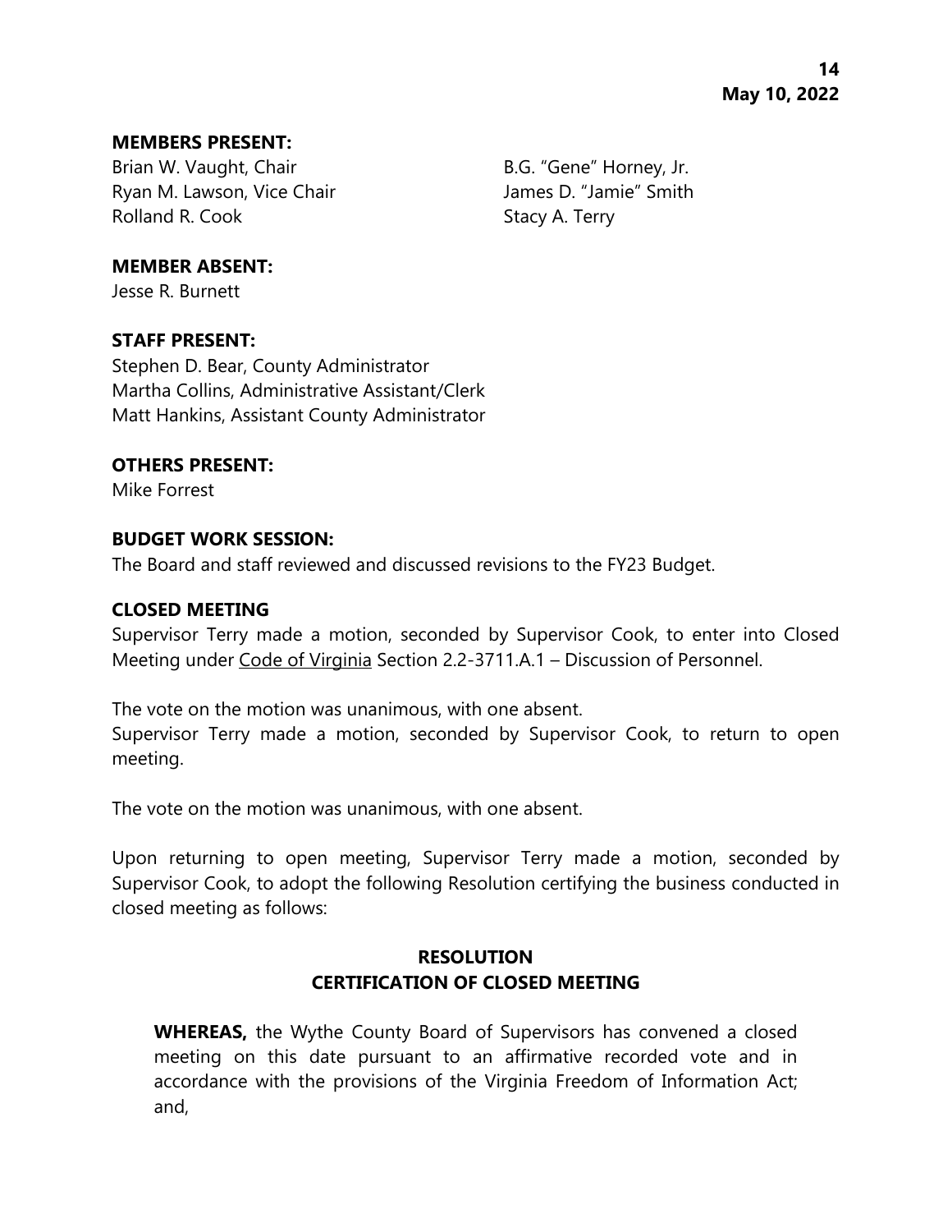**MEMBERS PRESENT:**

Brian W. Vaught, Chair
Ryan M. Lawson, Vice Chair
Rolland R. Cook
B.G. "Gene" Horney, Jr.
James D. "Jamie" Smith
Stacy A. Terry

**MEMBER ABSENT:**

Jesse R. Burnett

**STAFF PRESENT:**

Stephen D. Bear, County Administrator
Martha Collins, Administrative Assistant/Clerk
Matt Hankins, Assistant County Administrator

**OTHERS PRESENT:**

Mike Forrest

**BUDGET WORK SESSION:**

The Board and staff reviewed and discussed revisions to the FY23 Budget.

**CLOSED MEETING**

Supervisor Terry made a motion, seconded by Supervisor Cook, to enter into Closed Meeting under Code of Virginia Section 2.2-3711.A.1 – Discussion of Personnel.

The vote on the motion was unanimous, with one absent.
Supervisor Terry made a motion, seconded by Supervisor Cook, to return to open meeting.

The vote on the motion was unanimous, with one absent.

Upon returning to open meeting, Supervisor Terry made a motion, seconded by Supervisor Cook, to adopt the following Resolution certifying the business conducted in closed meeting as follows:

**RESOLUTION**
**CERTIFICATION OF CLOSED MEETING**

**WHEREAS,** the Wythe County Board of Supervisors has convened a closed meeting on this date pursuant to an affirmative recorded vote and in accordance with the provisions of the Virginia Freedom of Information Act; and,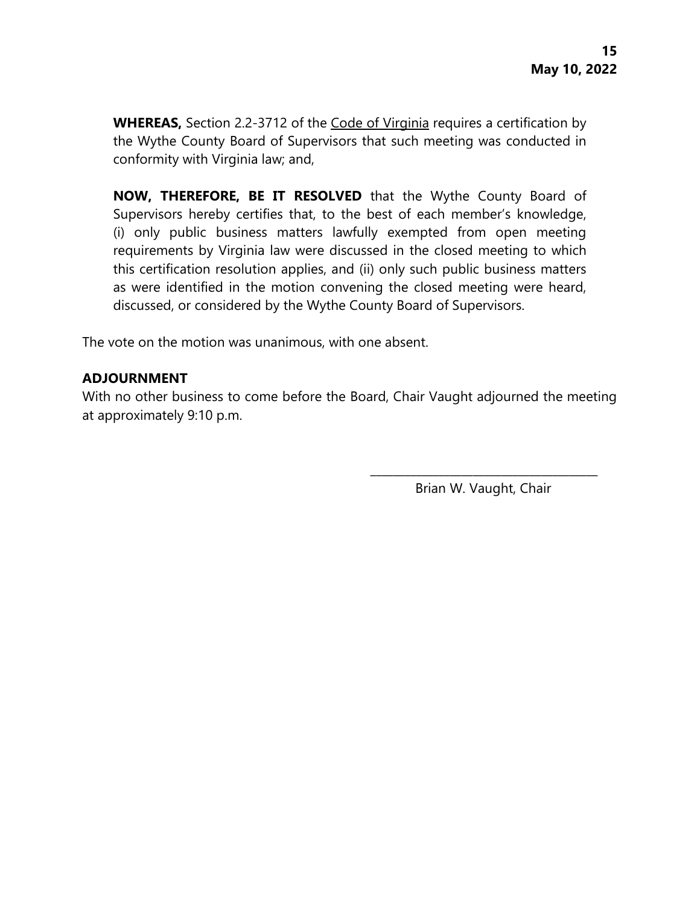**WHEREAS,** Section 2.2-3712 of the Code of Virginia requires a certification by the Wythe County Board of Supervisors that such meeting was conducted in conformity with Virginia law; and,

**NOW, THEREFORE, BE IT RESOLVED** that the Wythe County Board of Supervisors hereby certifies that, to the best of each member's knowledge, (i) only public business matters lawfully exempted from open meeting requirements by Virginia law were discussed in the closed meeting to which this certification resolution applies, and (ii) only such public business matters as were identified in the motion convening the closed meeting were heard, discussed, or considered by the Wythe County Board of Supervisors.

The vote on the motion was unanimous, with one absent.

**ADJOURNMENT**

With no other business to come before the Board, Chair Vaught adjourned the meeting at approximately 9:10 p.m.

\_\_\_\_\_\_\_\_\_\_\_\_\_\_\_\_\_\_\_\_\_\_\_\_\_\_\_\_\_\_\_\_\_\_\_\_

Brian W. Vaught, Chair